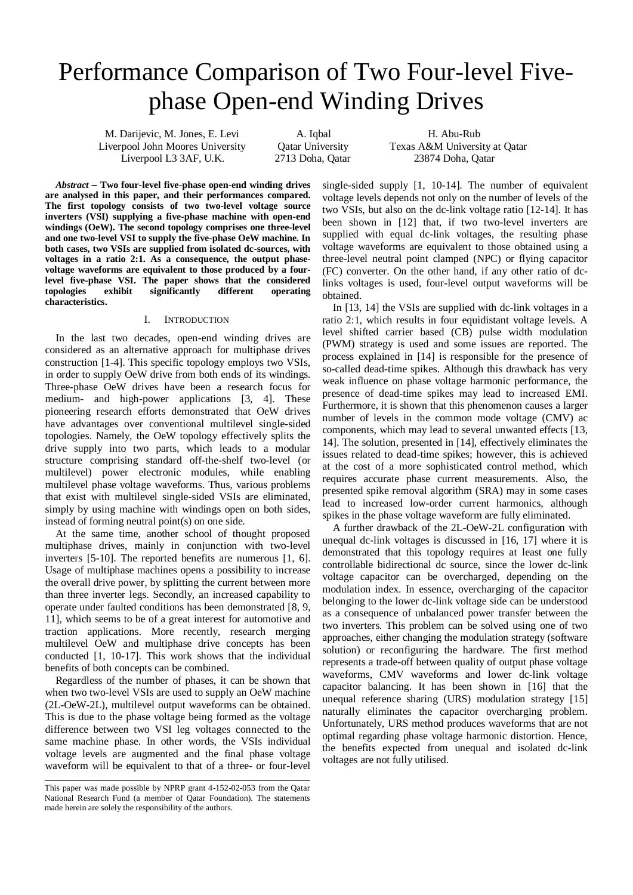# Performance Comparison of Two Four-level Five-phase Open-end Winding Drives

M. Darijevic, M. Jones, E. Levi
Liverpool John Moores University
Liverpool L3 3AF, U.K.

A. Iqbal
Qatar University
2713 Doha, Qatar

H. Abu-Rub
Texas A&M University at Qatar
23874 Doha, Qatar

***Abstract*** **– Two four-level five-phase open-end winding drives are analysed in this paper, and their performances compared. The first topology consists of two two-level voltage source inverters (VSI) supplying a five-phase machine with open-end windings (OeW). The second topology comprises one three-level and one two-level VSI to supply the five-phase OeW machine. In both cases, two VSIs are supplied from isolated dc-sources, with voltages in a ratio 2:1. As a consequence, the output phase-voltage waveforms are equivalent to those produced by a four-level five-phase VSI. The paper shows that the considered topologies exhibit significantly different operating characteristics.**

## I. Introduction

In the last two decades, open-end winding drives are considered as an alternative approach for multiphase drives construction [1-4]. This specific topology employs two VSIs, in order to supply OeW drive from both ends of its windings. Three-phase OeW drives have been a research focus for medium- and high-power applications [3, 4]. These pioneering research efforts demonstrated that OeW drives have advantages over conventional multilevel single-sided topologies. Namely, the OeW topology effectively splits the drive supply into two parts, which leads to a modular structure comprising standard off-the-shelf two-level (or multilevel) power electronic modules, while enabling multilevel phase voltage waveforms. Thus, various problems that exist with multilevel single-sided VSIs are eliminated, simply by using machine with windings open on both sides, instead of forming neutral point(s) on one side.

At the same time, another school of thought proposed multiphase drives, mainly in conjunction with two-level inverters [5-10]. The reported benefits are numerous [1, 6]. Usage of multiphase machines opens a possibility to increase the overall drive power, by splitting the current between more than three inverter legs. Secondly, an increased capability to operate under faulted conditions has been demonstrated [8, 9, 11], which seems to be of a great interest for automotive and traction applications. More recently, research merging multilevel OeW and multiphase drive concepts has been conducted [1, 10-17]. This work shows that the individual benefits of both concepts can be combined.

Regardless of the number of phases, it can be shown that when two two-level VSIs are used to supply an OeW machine (2L-OeW-2L), multilevel output waveforms can be obtained. This is due to the phase voltage being formed as the voltage difference between two VSI leg voltages connected to the same machine phase. In other words, the VSIs individual voltage levels are augmented and the final phase voltage waveform will be equivalent to that of a three- or four-level single-sided supply [1, 10-14]. The number of equivalent voltage levels depends not only on the number of levels of the two VSIs, but also on the dc-link voltage ratio [12-14]. It has been shown in [12] that, if two two-level inverters are supplied with equal dc-link voltages, the resulting phase voltage waveforms are equivalent to those obtained using a three-level neutral point clamped (NPC) or flying capacitor (FC) converter. On the other hand, if any other ratio of dc-links voltages is used, four-level output waveforms will be obtained.

In [13, 14] the VSIs are supplied with dc-link voltages in a ratio 2:1, which results in four equidistant voltage levels. A level shifted carrier based (CB) pulse width modulation (PWM) strategy is used and some issues are reported. The process explained in [14] is responsible for the presence of so-called dead-time spikes. Although this drawback has very weak influence on phase voltage harmonic performance, the presence of dead-time spikes may lead to increased EMI. Furthermore, it is shown that this phenomenon causes a larger number of levels in the common mode voltage (CMV) ac components, which may lead to several unwanted effects [13, 14]. The solution, presented in [14], effectively eliminates the issues related to dead-time spikes; however, this is achieved at the cost of a more sophisticated control method, which requires accurate phase current measurements. Also, the presented spike removal algorithm (SRA) may in some cases lead to increased low-order current harmonics, although spikes in the phase voltage waveform are fully eliminated.

A further drawback of the 2L-OeW-2L configuration with unequal dc-link voltages is discussed in [16, 17] where it is demonstrated that this topology requires at least one fully controllable bidirectional dc source, since the lower dc-link voltage capacitor can be overcharged, depending on the modulation index. In essence, overcharging of the capacitor belonging to the lower dc-link voltage side can be understood as a consequence of unbalanced power transfer between the two inverters. This problem can be solved using one of two approaches, either changing the modulation strategy (software solution) or reconfiguring the hardware. The first method represents a trade-off between quality of output phase voltage waveforms, CMV waveforms and lower dc-link voltage capacitor balancing. It has been shown in [16] that the unequal reference sharing (URS) modulation strategy [15] naturally eliminates the capacitor overcharging problem. Unfortunately, URS method produces waveforms that are not optimal regarding phase voltage harmonic distortion. Hence, the benefits expected from unequal and isolated dc-link voltages are not fully utilised.

This paper was made possible by NPRP grant 4-152-02-053 from the Qatar National Research Fund (a member of Qatar Foundation). The statements made herein are solely the responsibility of the authors.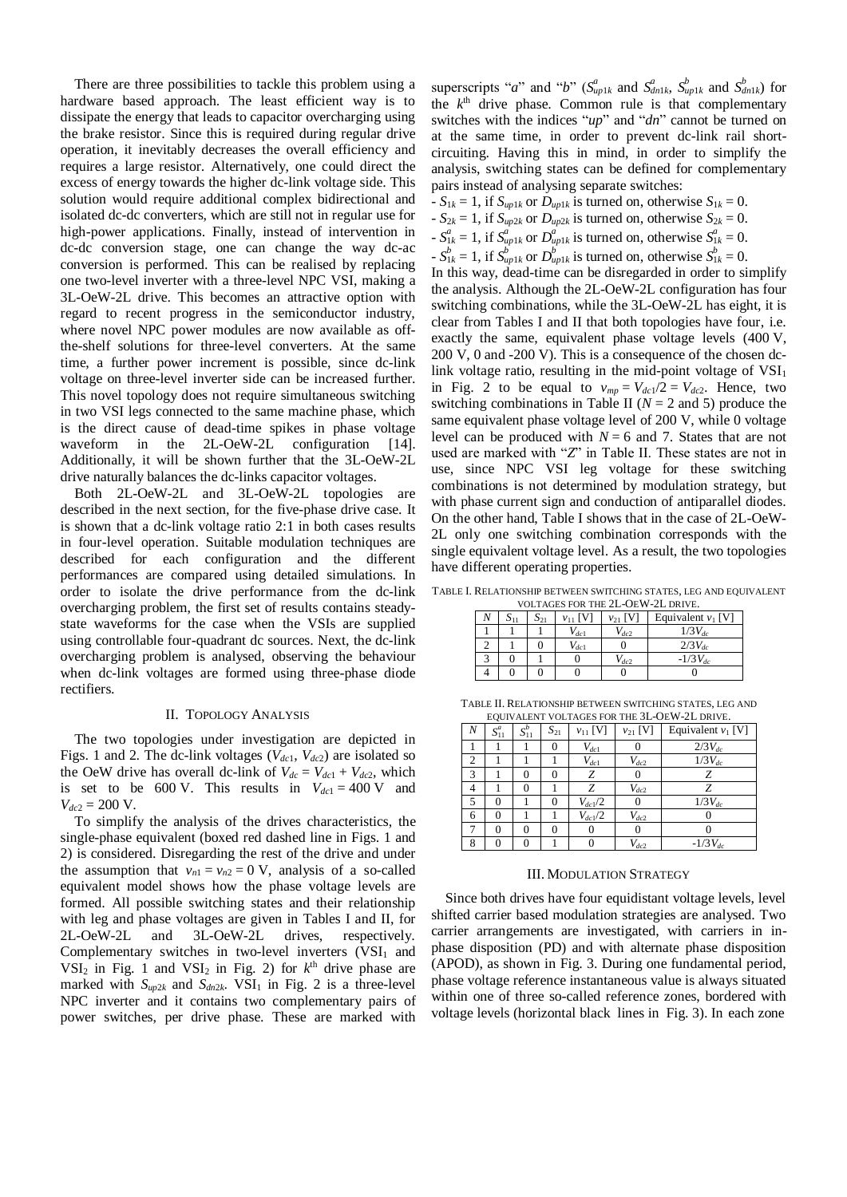There are three possibilities to tackle this problem using a hardware based approach. The least efficient way is to dissipate the energy that leads to capacitor overcharging using the brake resistor. Since this is required during regular drive operation, it inevitably decreases the overall efficiency and requires a large resistor. Alternatively, one could direct the excess of energy towards the higher dc-link voltage side. This solution would require additional complex bidirectional and isolated dc-dc converters, which are still not in regular use for high-power applications. Finally, instead of intervention in dc-dc conversion stage, one can change the way dc-ac conversion is performed. This can be realised by replacing one two-level inverter with a three-level NPC VSI, making a 3L-OeW-2L drive. This becomes an attractive option with regard to recent progress in the semiconductor industry, where novel NPC power modules are now available as off-the-shelf solutions for three-level converters. At the same time, a further power increment is possible, since dc-link voltage on three-level inverter side can be increased further. This novel topology does not require simultaneous switching in two VSI legs connected to the same machine phase, which is the direct cause of dead-time spikes in phase voltage waveform in the 2L-OeW-2L configuration [14]. Additionally, it will be shown further that the 3L-OeW-2L drive naturally balances the dc-links capacitor voltages.

Both 2L-OeW-2L and 3L-OeW-2L topologies are described in the next section, for the five-phase drive case. It is shown that a dc-link voltage ratio 2:1 in both cases results in four-level operation. Suitable modulation techniques are described for each configuration and the different performances are compared using detailed simulations. In order to isolate the drive performance from the dc-link overcharging problem, the first set of results contains steady-state waveforms for the case when the VSIs are supplied using controllable four-quadrant dc sources. Next, the dc-link overcharging problem is analysed, observing the behaviour when dc-link voltages are formed using three-phase diode rectifiers.

## II. Topology Analysis

The two topologies under investigation are depicted in Figs. 1 and 2. The dc-link voltages ($V_{dc1}$, $V_{dc2}$) are isolated so the OeW drive has overall dc-link of $V_{dc} = V_{dc1} + V_{dc2}$, which is set to be 600 V. This results in $V_{dc1} = 400$ V and $V_{dc2} = 200$ V.

To simplify the analysis of the drives characteristics, the single-phase equivalent (boxed red dashed line in Figs. 1 and 2) is considered. Disregarding the rest of the drive and under the assumption that $v_{n1} = v_{n2} = 0$ V, analysis of a so-called equivalent model shows how the phase voltage levels are formed. All possible switching states and their relationship with leg and phase voltages are given in Tables I and II, for 2L-OeW-2L and 3L-OeW-2L drives, respectively. Complementary switches in two-level inverters ($\text{VSI}_1$ and $\text{VSI}_2$ in Fig. 1 and $\text{VSI}_2$ in Fig. 2) for $k^{\text{th}}$ drive phase are marked with $S_{up2k}$ and $S_{dn2k}$. $\text{VSI}_1$ in Fig. 2 is a three-level NPC inverter and it contains two complementary pairs of power switches, per drive phase. These are marked with superscripts "*a*" and "*b*" ($S^a_{up1k}$ and $S^a_{dn1k}$, $S^b_{up1k}$ and $S^b_{dn1k}$) for the $k^{\text{th}}$ drive phase. Common rule is that complementary switches with the indices "*up*" and "*dn*" cannot be turned on at the same time, in order to prevent dc-link rail short-circuiting. Having this in mind, in order to simplify the analysis, switching states can be defined for complementary pairs instead of analysing separate switches:

- $S_{1k} = 1$, if $S_{up1k}$ or $D_{up1k}$ is turned on, otherwise $S_{1k} = 0$.
- $S_{2k} = 1$, if $S_{up2k}$ or $D_{up2k}$ is turned on, otherwise $S_{2k} = 0$.
- $S^a_{1k} = 1$, if $S^a_{up1k}$ or $D^a_{up1k}$ is turned on, otherwise $S^a_{1k} = 0$.
- $S^b_{1k} = 1$, if $S^b_{up1k}$ or $D^b_{up1k}$ is turned on, otherwise $S^b_{1k} = 0$.

In this way, dead-time can be disregarded in order to simplify the analysis. Although the 2L-OeW-2L configuration has four switching combinations, while the 3L-OeW-2L has eight, it is clear from Tables I and II that both topologies have four, i.e. exactly the same, equivalent phase voltage levels (400 V, 200 V, 0 and -200 V). This is a consequence of the chosen dc-link voltage ratio, resulting in the mid-point voltage of $\text{VSI}_1$ in Fig. 2 to be equal to $v_{mp} = V_{dc1}/2 = V_{dc2}$. Hence, two switching combinations in Table II ($N = 2$ and 5) produce the same equivalent phase voltage level of 200 V, while 0 voltage level can be produced with $N = 6$ and 7. States that are not used are marked with "*Z*" in Table II. These states are not in use, since NPC VSI leg voltage for these switching combinations is not determined by modulation strategy, but with phase current sign and conduction of antiparallel diodes. On the other hand, Table I shows that in the case of 2L-OeW-2L only one switching combination corresponds with the single equivalent voltage level. As a result, the two topologies have different operating properties.

TABLE I. Relationship between switching states, leg and equivalent voltages for the 2L-OeW-2L drive.

| $N$ | $S_{11}$ | $S_{21}$ | $v_{11}$ [V] | $v_{21}$ [V] | Equivalent $v_1$ [V] |
|---|---|---|---|---|---|
| 1 | 1 | 1 | $V_{dc1}$ | $V_{dc2}$ | $1/3V_{dc}$ |
| 2 | 1 | 0 | $V_{dc1}$ | 0 | $2/3V_{dc}$ |
| 3 | 0 | 1 | 0 | $V_{dc2}$ | $-1/3V_{dc}$ |
| 4 | 0 | 0 | 0 | 0 | 0 |

TABLE II. Relationship between switching states, leg and equivalent voltages for the 3L-OeW-2L drive.

| $N$ | $S^a_{11}$ | $S^b_{11}$ | $S_{21}$ | $v_{11}$ [V] | $v_{21}$ [V] | Equivalent $v_1$ [V] |
|---|---|---|---|---|---|---|
| 1 | 1 | 1 | 0 | $V_{dc1}$ | 0 | $2/3V_{dc}$ |
| 2 | 1 | 1 | 1 | $V_{dc1}$ | $V_{dc2}$ | $1/3V_{dc}$ |
| 3 | 1 | 0 | 0 | $Z$ | 0 | $Z$ |
| 4 | 1 | 0 | 1 | $Z$ | $V_{dc2}$ | $Z$ |
| 5 | 0 | 1 | 0 | $V_{dc1}/2$ | 0 | $1/3V_{dc}$ |
| 6 | 0 | 1 | 1 | $V_{dc1}/2$ | $V_{dc2}$ | 0 |
| 7 | 0 | 0 | 0 | 0 | 0 | 0 |
| 8 | 0 | 0 | 1 | 0 | $V_{dc2}$ | $-1/3V_{dc}$ |

## III. Modulation Strategy

Since both drives have four equidistant voltage levels, level shifted carrier based modulation strategies are analysed. Two carrier arrangements are investigated, with carriers in in-phase disposition (PD) and with alternate phase disposition (APOD), as shown in Fig. 3. During one fundamental period, phase voltage reference instantaneous value is always situated within one of three so-called reference zones, bordered with voltage levels (horizontal black lines in Fig. 3). In each zone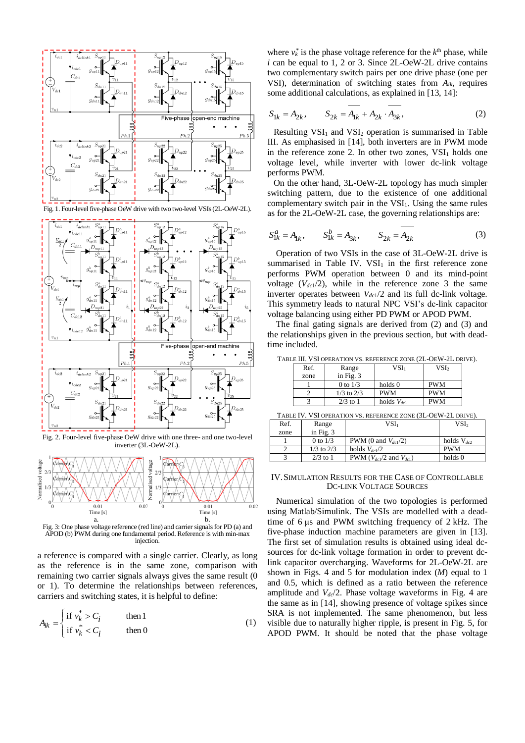Fig. 1. Four-level five-phase OeW drive with two two-level VSIs (2L-OeW-2L).

Fig. 2. Four-level five-phase OeW drive with one three- and one two-level inverter (3L-OeW-2L).

Fig. 3: One phase voltage reference (red line) and carrier signals for PD (a) and APOD (b) PWM during one fundamental period. Reference is with min-max injection.

a reference is compared with a single carrier. Clearly, as long as the reference is in the same zone, comparison with remaining two carrier signals always gives the same result (0 or 1). To determine the relationships between references, carriers and switching states, it is helpful to define:

$$A_{ik} = \begin{cases} \text{if } v_k^* > C_i & \text{then } 1 \\ \text{if } v_k^* < C_i & \text{then } 0 \end{cases} \tag{1}$$

where $v_k^*$ is the phase voltage reference for the $k^{th}$ phase, while $i$ can be equal to 1, 2 or 3. Since 2L-OeW-2L drive contains two complementary switch pairs per one drive phase (one per VSI), determination of switching states from $A_{ik}$, requires some additional calculations, as explained in [13, 14]:

$$S_{1k} = A_{2k}, \qquad S_{2k} = \overline{A_{1k}} + A_{2k} \cdot \overline{A_{3k}}, \tag{2}$$

Resulting VSI$_1$ and VSI$_2$ operation is summarised in Table III. As emphasised in [14], both inverters are in PWM mode in the reference zone 2. In other two zones, VSI$_1$ holds one voltage level, while inverter with lower dc-link voltage performs PWM.

On the other hand, 3L-OeW-2L topology has much simpler switching pattern, due to the existence of one additional complementary switch pair in the VSI$_1$. Using the same rules as for the 2L-OeW-2L case, the governing relationships are:

$$S_{1k}^a = A_{1k}, \qquad S_{1k}^b = A_{3k}, \qquad S_{2k} = \overline{A_{2k}} \tag{3}$$

Operation of two VSIs in the case of 3L-OeW-2L drive is summarised in Table IV. VSI$_1$ in the first reference zone performs PWM operation between 0 and its mind-point voltage ($V_{dc1}/2$), while in the reference zone 3 the same inverter operates between $V_{dc1}/2$ and its full dc-link voltage. This symmetry leads to natural NPC VSI's dc-link capacitor voltage balancing using either PD PWM or APOD PWM.

The final gating signals are derived from (2) and (3) and the relationships given in the previous section, but with dead-time included.

TABLE III. VSI OPERATION VS. REFERENCE ZONE (2L-OEW-2L DRIVE).

| Ref. zone | Range in Fig. 3 | VSI$_1$ | VSI$_2$ |
|---|---|---|---|
| 1 | 0 to 1/3 | holds 0 | PWM |
| 2 | 1/3 to 2/3 | PWM | PWM |
| 3 | 2/3 to 1 | holds $V_{dc1}$ | PWM |

TABLE IV. VSI OPERATION VS. REFERENCE ZONE (3L-OEW-2L DRIVE).

| Ref. zone | Range in Fig. 3 | VSI$_1$ | VSI$_2$ |
|---|---|---|---|
| 1 | 0 to 1/3 | PWM (0 and $V_{dc1}/2$) | holds $V_{dc2}$ |
| 2 | 1/3 to 2/3 | holds $V_{dc1}/2$ | PWM |
| 3 | 2/3 to 1 | PWM ($V_{dc1}/2$ and $V_{dc1}$) | holds 0 |

## IV. SIMULATION RESULTS FOR THE CASE OF CONTROLLABLE DC-LINK VOLTAGE SOURCES

Numerical simulation of the two topologies is performed using Matlab/Simulink. The VSIs are modelled with a dead-time of 6 μs and PWM switching frequency of 2 kHz. The five-phase induction machine parameters are given in [13]. The first set of simulation results is obtained using ideal dc-sources for dc-link voltage formation in order to prevent dc-link capacitor overcharging. Waveforms for 2L-OeW-2L are shown in Figs. 4 and 5 for modulation index ($M$) equal to 1 and 0.5, which is defined as a ratio between the reference amplitude and $V_{dc}/2$. Phase voltage waveforms in Fig. 4 are the same as in [14], showing presence of voltage spikes since SRA is not implemented. The same phenomenon, but less visible due to naturally higher ripple, is present in Fig. 5, for APOD PWM. It should be noted that the phase voltage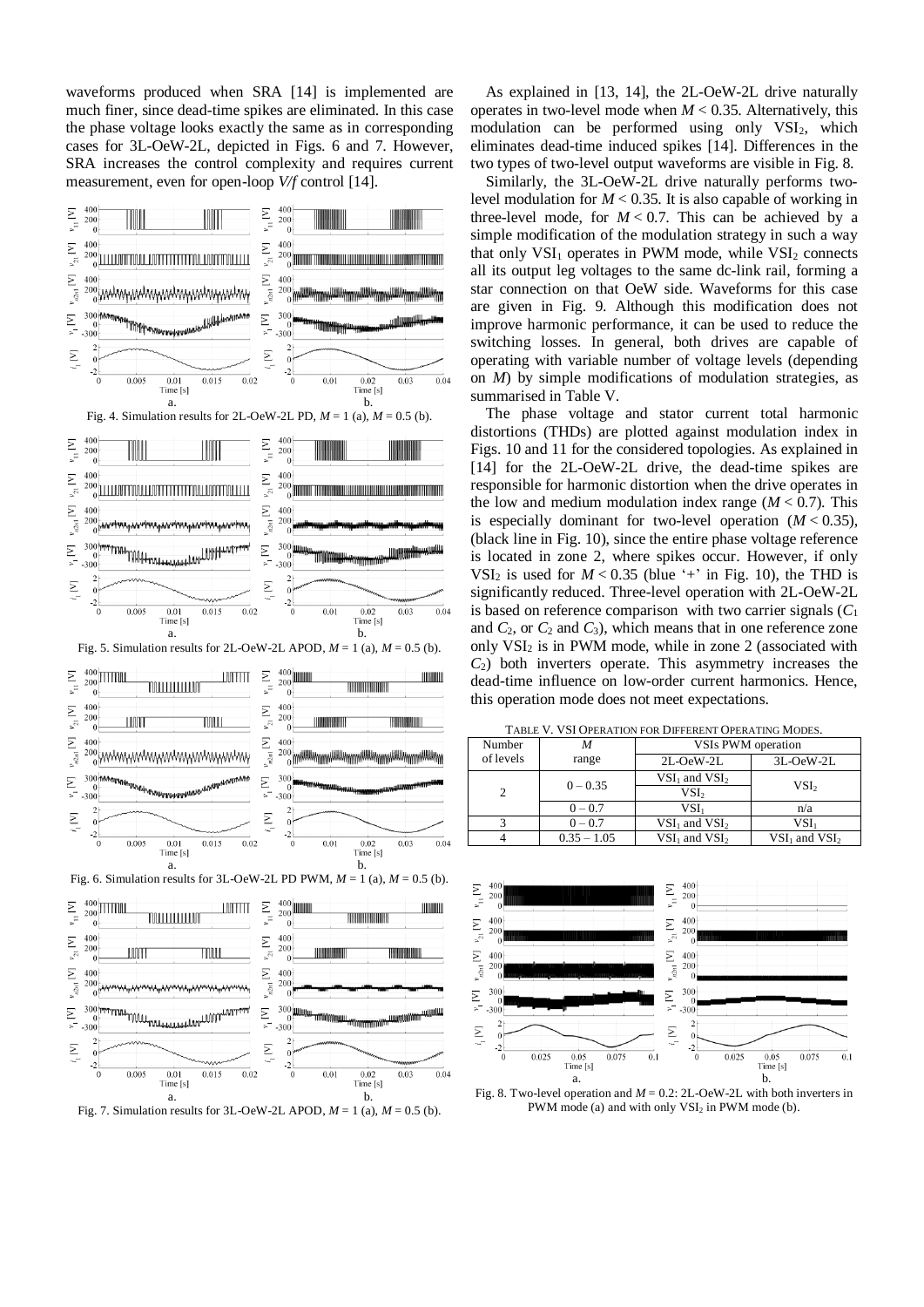waveforms produced when SRA [14] is implemented are much finer, since dead-time spikes are eliminated. In this case the phase voltage looks exactly the same as in corresponding cases for 3L-OeW-2L, depicted in Figs. 6 and 7. However, SRA increases the control complexity and requires current measurement, even for open-loop *V/f* control [14].

Fig. 4. Simulation results for 2L-OeW-2L PD, $M = 1$ (a), $M = 0.5$ (b).

Fig. 5. Simulation results for 2L-OeW-2L APOD, $M = 1$ (a), $M = 0.5$ (b).

Fig. 6. Simulation results for 3L-OeW-2L PD PWM, $M = 1$ (a), $M = 0.5$ (b).

Fig. 7. Simulation results for 3L-OeW-2L APOD, $M = 1$ (a), $M = 0.5$ (b).

As explained in [13, 14], the 2L-OeW-2L drive naturally operates in two-level mode when $M < 0.35$. Alternatively, this modulation can be performed using only $VSI_2$, which eliminates dead-time induced spikes [14]. Differences in the two types of two-level output waveforms are visible in Fig. 8.

Similarly, the 3L-OeW-2L drive naturally performs two-level modulation for $M < 0.35$. It is also capable of working in three-level mode, for $M < 0.7$. This can be achieved by a simple modification of the modulation strategy in such a way that only $VSI_1$ operates in PWM mode, while $VSI_2$ connects all its output leg voltages to the same dc-link rail, forming a star connection on that OeW side. Waveforms for this case are given in Fig. 9. Although this modification does not improve harmonic performance, it can be used to reduce the switching losses. In general, both drives are capable of operating with variable number of voltage levels (depending on $M$) by simple modifications of modulation strategies, as summarised in Table V.

The phase voltage and stator current total harmonic distortions (THDs) are plotted against modulation index in Figs. 10 and 11 for the considered topologies. As explained in [14] for the 2L-OeW-2L drive, the dead-time spikes are responsible for harmonic distortion when the drive operates in the low and medium modulation index range ($M < 0.7$). This is especially dominant for two-level operation ($M < 0.35$), (black line in Fig. 10), since the entire phase voltage reference is located in zone 2, where spikes occur. However, if only $VSI_2$ is used for $M < 0.35$ (blue '+' in Fig. 10), the THD is significantly reduced. Three-level operation with 2L-OeW-2L is based on reference comparison with two carrier signals ($C_1$ and $C_2$, or $C_2$ and $C_3$), which means that in one reference zone only $VSI_2$ is in PWM mode, while in zone 2 (associated with $C_2$) both inverters operate. This asymmetry increases the dead-time influence on low-order current harmonics. Hence, this operation mode does not meet expectations.

TABLE V. VSI OPERATION FOR DIFFERENT OPERATING MODES.

| Number of levels | $M$ range | VSIs PWM operation | |
|---|---|---|---|
| | | 2L-OeW-2L | 3L-OeW-2L |
| 2 | 0 – 0.35 | $VSI_1$ and $VSI_2$ | $VSI_2$ |
| | | $VSI_2$ | |
| | 0 – 0.7 | $VSI_1$ | n/a |
| 3 | 0 – 0.7 | $VSI_1$ and $VSI_2$ | $VSI_1$ |
| 4 | 0.35 – 1.05 | $VSI_1$ and $VSI_2$ | $VSI_1$ and $VSI_2$ |

Fig. 8. Two-level operation and $M = 0.2$: 2L-OeW-2L with both inverters in PWM mode (a) and with only $VSI_2$ in PWM mode (b).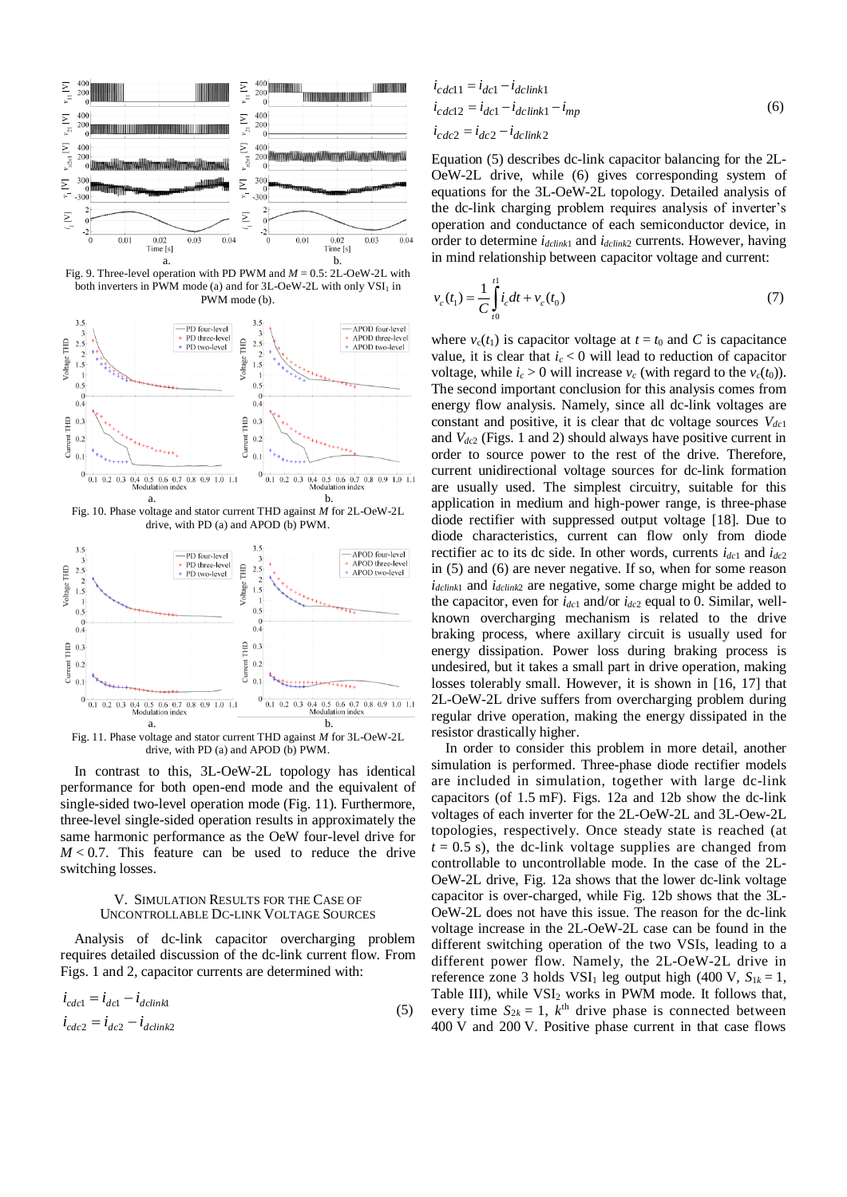Fig. 9. Three-level operation with PD PWM and $M = 0.5$: 2L-OeW-2L with both inverters in PWM mode (a) and for 3L-OeW-2L with only $VSI_1$ in PWM mode (b).

Fig. 10. Phase voltage and stator current THD against $M$ for 2L-OeW-2L drive, with PD (a) and APOD (b) PWM.

Fig. 11. Phase voltage and stator current THD against $M$ for 3L-OeW-2L drive, with PD (a) and APOD (b) PWM.

In contrast to this, 3L-OeW-2L topology has identical performance for both open-end mode and the equivalent of single-sided two-level operation mode (Fig. 11). Furthermore, three-level single-sided operation results in approximately the same harmonic performance as the OeW four-level drive for $M < 0.7$. This feature can be used to reduce the drive switching losses.

## V. Simulation Results for the Case of Uncontrollable Dc-Link Voltage Sources

Analysis of dc-link capacitor overcharging problem requires detailed discussion of the dc-link current flow. From Figs. 1 and 2, capacitor currents are determined with:

$$
\begin{aligned}
i_{cdc1} &= i_{dc1} - i_{dclink1} \\
i_{cdc2} &= i_{dc2} - i_{dclink2}
\end{aligned}
\tag{5}
$$

$$
\begin{aligned}
i_{cdc11} &= i_{dc1} - i_{dclink1} \\
i_{cdc12} &= i_{dc1} - i_{dclink1} - i_{mp} \\
i_{cdc2} &= i_{dc2} - i_{dclink2}
\end{aligned}
\tag{6}
$$

Equation (5) describes dc-link capacitor balancing for the 2L-OeW-2L drive, while (6) gives corresponding system of equations for the 3L-OeW-2L topology. Detailed analysis of the dc-link charging problem requires analysis of inverter's operation and conductance of each semiconductor device, in order to determine $i_{dclink1}$ and $i_{dclink2}$ currents. However, having in mind relationship between capacitor voltage and current:

$$
v_c(t_1) = \frac{1}{C}\int_{t0}^{t1} i_c dt + v_c(t_0)
\tag{7}
$$

where $v_c(t_1)$ is capacitor voltage at $t = t_0$ and $C$ is capacitance value, it is clear that $i_c < 0$ will lead to reduction of capacitor voltage, while $i_c > 0$ will increase $v_c$ (with regard to the $v_c(t_0)$). The second important conclusion for this analysis comes from energy flow analysis. Namely, since all dc-link voltages are constant and positive, it is clear that dc voltage sources $V_{dc1}$ and $V_{dc2}$ (Figs. 1 and 2) should always have positive current in order to source power to the rest of the drive. Therefore, current unidirectional voltage sources for dc-link formation are usually used. The simplest circuitry, suitable for this application in medium and high-power range, is three-phase diode rectifier with suppressed output voltage [18]. Due to diode characteristics, current can flow only from diode rectifier ac to its dc side. In other words, currents $i_{dc1}$ and $i_{dc2}$ in (5) and (6) are never negative. If so, when for some reason $i_{dclink1}$ and $i_{dclink2}$ are negative, some charge might be added to the capacitor, even for $i_{dc1}$ and/or $i_{dc2}$ equal to 0. Similar, well-known overcharging mechanism is related to the drive braking process, where axillary circuit is usually used for energy dissipation. Power loss during braking process is undesired, but it takes a small part in drive operation, making losses tolerably small. However, it is shown in [16, 17] that 2L-OeW-2L drive suffers from overcharging problem during regular drive operation, making the energy dissipated in the resistor drastically higher.

In order to consider this problem in more detail, another simulation is performed. Three-phase diode rectifier models are included in simulation, together with large dc-link capacitors (of 1.5 mF). Figs. 12a and 12b show the dc-link voltages of each inverter for the 2L-OeW-2L and 3L-Oew-2L topologies, respectively. Once steady state is reached (at $t = 0.5$ s), the dc-link voltage supplies are changed from controllable to uncontrollable mode. In the case of the 2L-OeW-2L drive, Fig. 12a shows that the lower dc-link voltage capacitor is over-charged, while Fig. 12b shows that the 3L-OeW-2L does not have this issue. The reason for the dc-link voltage increase in the 2L-OeW-2L case can be found in the different switching operation of the two VSIs, leading to a different power flow. Namely, the 2L-OeW-2L drive in reference zone 3 holds $VSI_1$ leg output high (400 V, $S_{1k} = 1$, Table III), while $VSI_2$ works in PWM mode. It follows that, every time $S_{2k} = 1$, $k^{th}$ drive phase is connected between 400 V and 200 V. Positive phase current in that case flows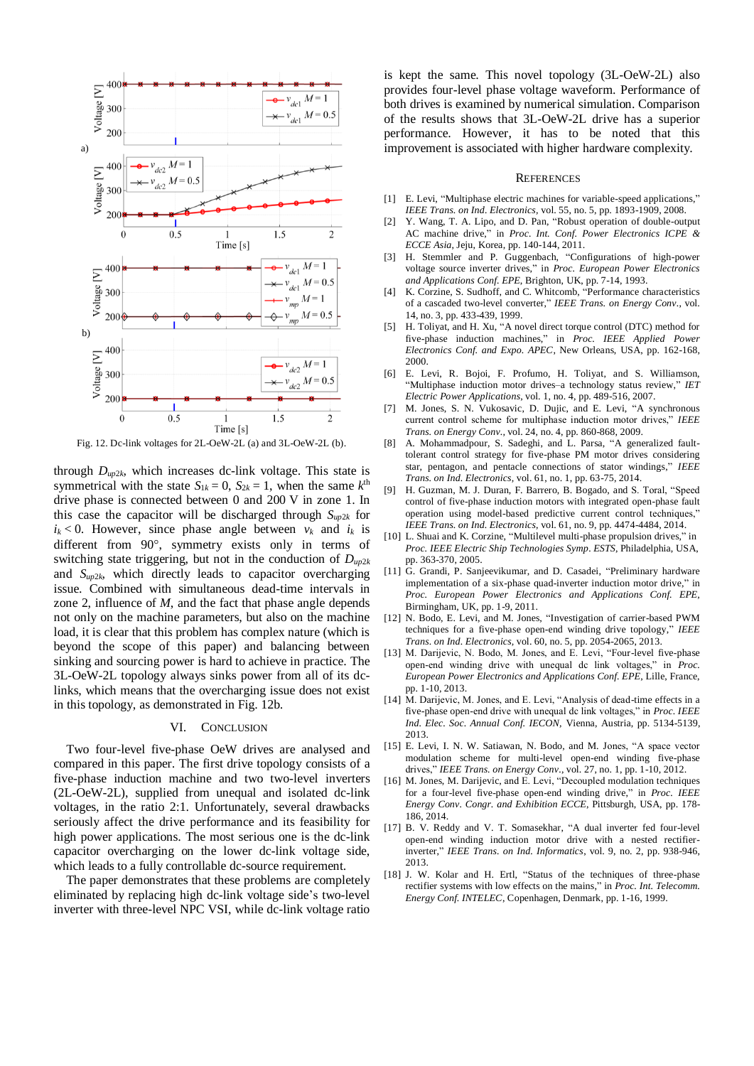a)

Voltage [V]
400
300
200
$v_{dc1}$ $M = 1$
$v_{dc1}$ $M = 0.5$

Voltage [V]
400
300
200
$v_{dc2}$ $M = 1$
$v_{dc2}$ $M = 0.5$
0 0.5 1 1.5 2
Time [s]

b)

Voltage [V]
400
300
200
$v_{dc1}$ $M = 1$
$v_{dc1}$ $M = 0.5$
$v_{mp}$ $M = 1$
$v_{mp}$ $M = 0.5$

Voltage [V]
400
300
200
$v_{dc2}$ $M = 1$
$v_{dc2}$ $M = 0.5$
0 0.5 1 1.5 2
Time [s]

Fig. 12. Dc-link voltages for 2L-OeW-2L (a) and 3L-OeW-2L (b).

through $D_{up2k}$, which increases dc-link voltage. This state is symmetrical with the state $S_{1k} = 0$, $S_{2k} = 1$, when the same $k^{th}$ drive phase is connected between 0 and 200 V in zone 1. In this case the capacitor will be discharged through $S_{up2k}$ for $i_k < 0$. However, since phase angle between $v_k$ and $i_k$ is different from 90°, symmetry exists only in terms of switching state triggering, but not in the conduction of $D_{up2k}$ and $S_{up2k}$, which directly leads to capacitor overcharging issue. Combined with simultaneous dead-time intervals in zone 2, influence of $M$, and the fact that phase angle depends not only on the machine parameters, but also on the machine load, it is clear that this problem has complex nature (which is beyond the scope of this paper) and balancing between sinking and sourcing power is hard to achieve in practice. The 3L-OeW-2L topology always sinks power from all of its dc-links, which means that the overcharging issue does not exist in this topology, as demonstrated in Fig. 12b.

## VI. Conclusion

Two four-level five-phase OeW drives are analysed and compared in this paper. The first drive topology consists of a five-phase induction machine and two two-level inverters (2L-OeW-2L), supplied from unequal and isolated dc-link voltages, in the ratio 2:1. Unfortunately, several drawbacks seriously affect the drive performance and its feasibility for high power applications. The most serious one is the dc-link capacitor overcharging on the lower dc-link voltage side, which leads to a fully controllable dc-source requirement.

The paper demonstrates that these problems are completely eliminated by replacing high dc-link voltage side's two-level inverter with three-level NPC VSI, while dc-link voltage ratio is kept the same. This novel topology (3L-OeW-2L) also provides four-level phase voltage waveform. Performance of both drives is examined by numerical simulation. Comparison of the results shows that 3L-OeW-2L drive has a superior performance. However, it has to be noted that this improvement is associated with higher hardware complexity.

## References

[1] E. Levi, "Multiphase electric machines for variable-speed applications," *IEEE Trans. on Ind. Electronics*, vol. 55, no. 5, pp. 1893-1909, 2008.

[2] Y. Wang, T. A. Lipo, and D. Pan, "Robust operation of double-output AC machine drive," in *Proc. Int. Conf. Power Electronics ICPE & ECCE Asia*, Jeju, Korea, pp. 140-144, 2011.

[3] H. Stemmler and P. Guggenbach, "Configurations of high-power voltage source inverter drives," in *Proc. European Power Electronics and Applications Conf. EPE*, Brighton, UK, pp. 7-14, 1993.

[4] K. Corzine, S. Sudhoff, and C. Whitcomb, "Performance characteristics of a cascaded two-level converter," *IEEE Trans. on Energy Conv.*, vol. 14, no. 3, pp. 433-439, 1999.

[5] H. Toliyat, and H. Xu, "A novel direct torque control (DTC) method for five-phase induction machines," in *Proc. IEEE Applied Power Electronics Conf. and Expo. APEC*, New Orleans, USA, pp. 162-168, 2000.

[6] E. Levi, R. Bojoi, F. Profumo, H. Toliyat, and S. Williamson, "Multiphase induction motor drives–a technology status review," *IET Electric Power Applications*, vol. 1, no. 4, pp. 489-516, 2007.

[7] M. Jones, S. N. Vukosavic, D. Dujic, and E. Levi, "A synchronous current control scheme for multiphase induction motor drives," *IEEE Trans. on Energy Conv.*, vol. 24, no. 4, pp. 860-868, 2009.

[8] A. Mohammadpour, S. Sadeghi, and L. Parsa, "A generalized fault-tolerant control strategy for five-phase PM motor drives considering star, pentagon, and pentacle connections of stator windings," *IEEE Trans. on Ind. Electronics*, vol. 61, no. 1, pp. 63-75, 2014.

[9] H. Guzman, M. J. Duran, F. Barrero, B. Bogado, and S. Toral, "Speed control of five-phase induction motors with integrated open-phase fault operation using model-based predictive current control techniques," *IEEE Trans. on Ind. Electronics*, vol. 61, no. 9, pp. 4474-4484, 2014.

[10] L. Shuai and K. Corzine, "Multilevel multi-phase propulsion drives," in *Proc. IEEE Electric Ship Technologies Symp. ESTS*, Philadelphia, USA, pp. 363-370, 2005.

[11] G. Grandi, P. Sanjeevikumar, and D. Casadei, "Preliminary hardware implementation of a six-phase quad-inverter induction motor drive," in *Proc. European Power Electronics and Applications Conf. EPE*, Birmingham, UK, pp. 1-9, 2011.

[12] N. Bodo, E. Levi, and M. Jones, "Investigation of carrier-based PWM techniques for a five-phase open-end winding drive topology," *IEEE Trans. on Ind. Electronics*, vol. 60, no. 5, pp. 2054-2065, 2013.

[13] M. Darijevic, N. Bodo, M. Jones, and E. Levi, "Four-level five-phase open-end winding drive with unequal dc link voltages," in *Proc. European Power Electronics and Applications Conf. EPE*, Lille, France, pp. 1-10, 2013.

[14] M. Darijevic, M. Jones, and E. Levi, "Analysis of dead-time effects in a five-phase open-end drive with unequal dc link voltages," in *Proc. IEEE Ind. Elec. Soc. Annual Conf. IECON*, Vienna, Austria, pp. 5134-5139, 2013.

[15] E. Levi, I. N. W. Satiawan, N. Bodo, and M. Jones, "A space vector modulation scheme for multi-level open-end winding five-phase drives," *IEEE Trans. on Energy Conv.*, vol. 27, no. 1, pp. 1-10, 2012.

[16] M. Jones, M. Darijevic, and E. Levi, "Decoupled modulation techniques for a four-level five-phase open-end winding drive," in *Proc. IEEE Energy Conv. Congr. and Exhibition ECCE*, Pittsburgh, USA, pp. 178-186, 2014.

[17] B. V. Reddy and V. T. Somasekhar, "A dual inverter fed four-level open-end winding induction motor drive with a nested rectifier-inverter," *IEEE Trans. on Ind. Informatics*, vol. 9, no. 2, pp. 938-946, 2013.

[18] J. W. Kolar and H. Ertl, "Status of the techniques of three-phase rectifier systems with low effects on the mains," in *Proc. Int. Telecomm. Energy Conf. INTELEC*, Copenhagen, Denmark, pp. 1-16, 1999.